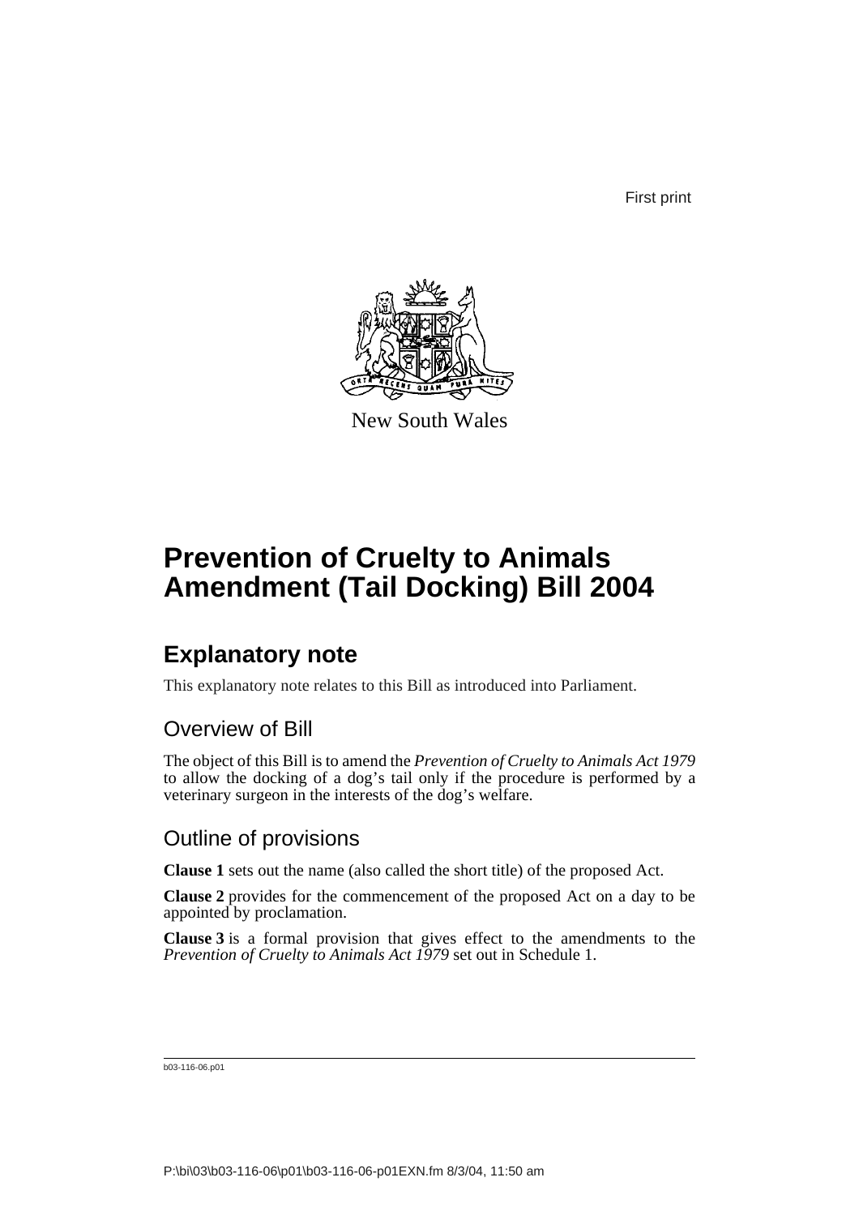First print

New South Wales

# Prevention of Cruelty to Animals Amendment (Tail Docking) Bill 2004

## Explanatory note

This explanatory note relates to this Bill as introduced into Parliament.

### Overview of Bill

The object of this Bill is to amend the *Prevention of Cruelty to Animals Act 1979* to allow the docking of a dog's tail only if the procedure is performed by a veterinary surgeon in the interests of the dog's welfare.

### Outline of provisions

**Clause 1** sets out the name (also called the short title) of the proposed Act.

**Clause 2** provides for the commencement of the proposed Act on a day to be appointed by proclamation.

**Clause 3** is a formal provision that gives effect to the amendments to the *Prevention of Cruelty to Animals Act 1979* set out in Schedule 1.

b03-116-06.p01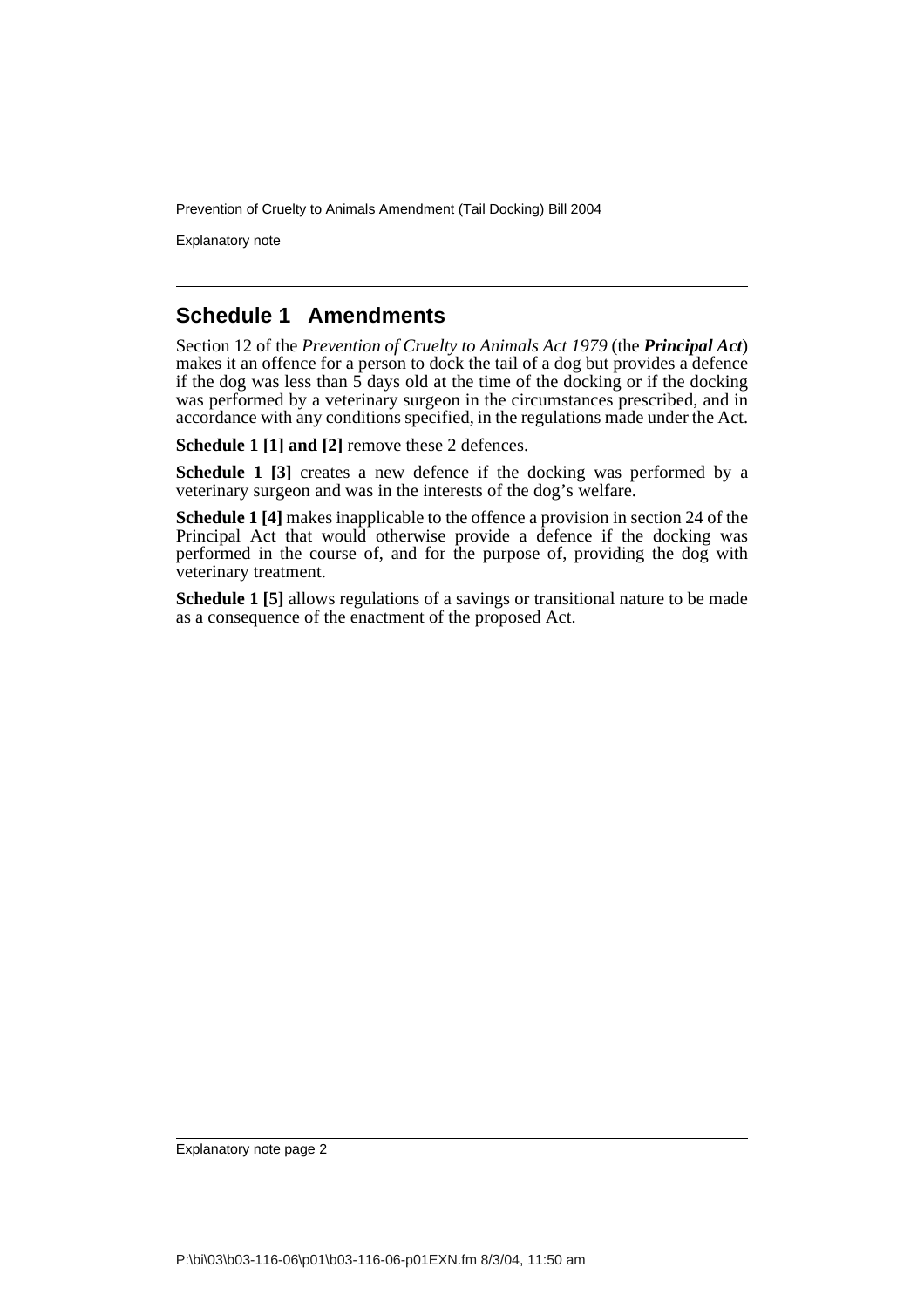## Schedule 1 Amendments

Section 12 of the *Prevention of Cruelty to Animals Act 1979* (the ***Principal Act***) makes it an offence for a person to dock the tail of a dog but provides a defence if the dog was less than 5 days old at the time of the docking or if the docking was performed by a veterinary surgeon in the circumstances prescribed, and in accordance with any conditions specified, in the regulations made under the Act.

**Schedule 1 [1] and [2]** remove these 2 defences.

**Schedule 1 [3]** creates a new defence if the docking was performed by a veterinary surgeon and was in the interests of the dog's welfare.

**Schedule 1 [4]** makes inapplicable to the offence a provision in section 24 of the Principal Act that would otherwise provide a defence if the docking was performed in the course of, and for the purpose of, providing the dog with veterinary treatment.

**Schedule 1 [5]** allows regulations of a savings or transitional nature to be made as a consequence of the enactment of the proposed Act.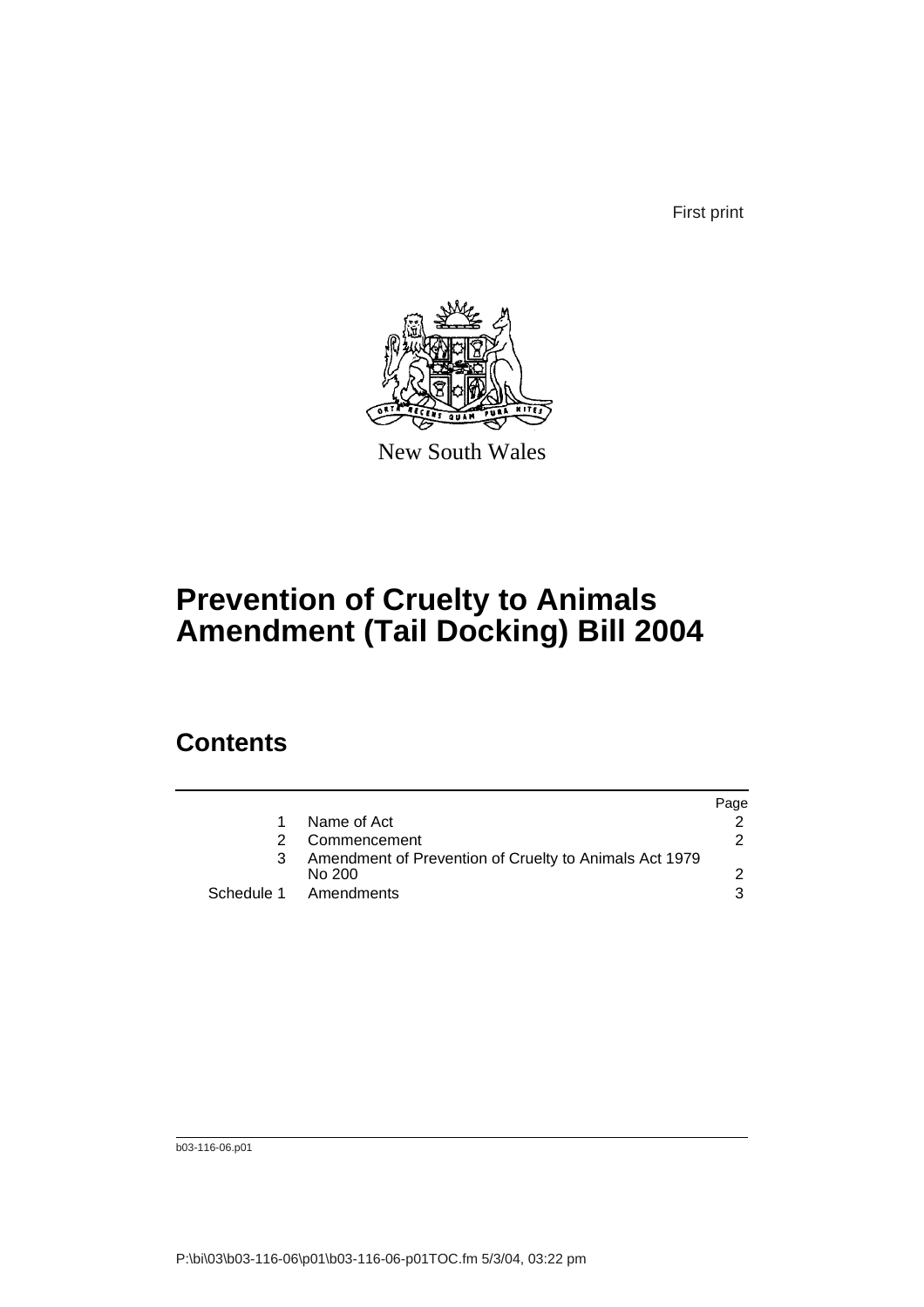First print

New South Wales

# Prevention of Cruelty to Animals Amendment (Tail Docking) Bill 2004

## Contents

| | | Page |
|---|---|---|
| 1 | Name of Act | 2 |
| 2 | Commencement | 2 |
| 3 | Amendment of Prevention of Cruelty to Animals Act 1979 No 200 | 2 |
| Schedule 1 | Amendments | 3 |

b03-116-06.p01

P:\bi\03\b03-116-06\p01\b03-116-06-p01TOC.fm 5/3/04, 03:22 pm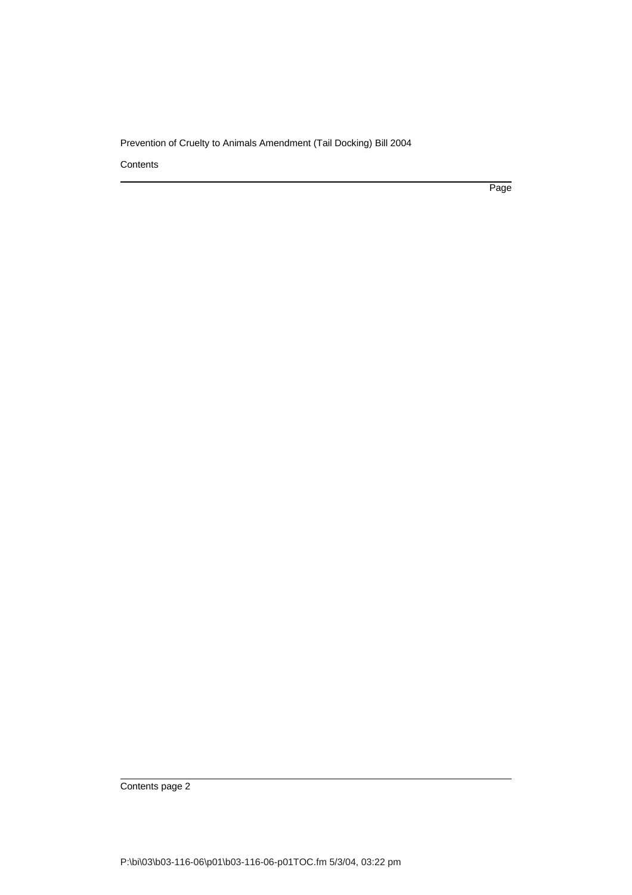Contents

Page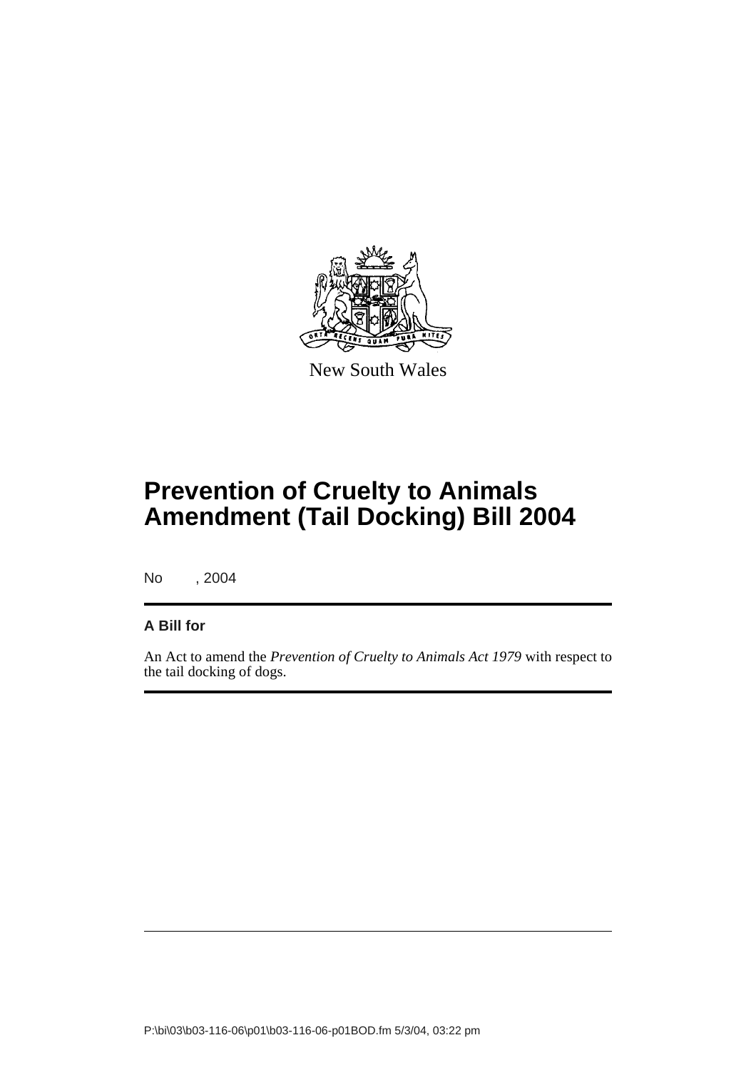New South Wales

# Prevention of Cruelty to Animals Amendment (Tail Docking) Bill 2004

No , 2004

**A Bill for**

An Act to amend the *Prevention of Cruelty to Animals Act 1979* with respect to the tail docking of dogs.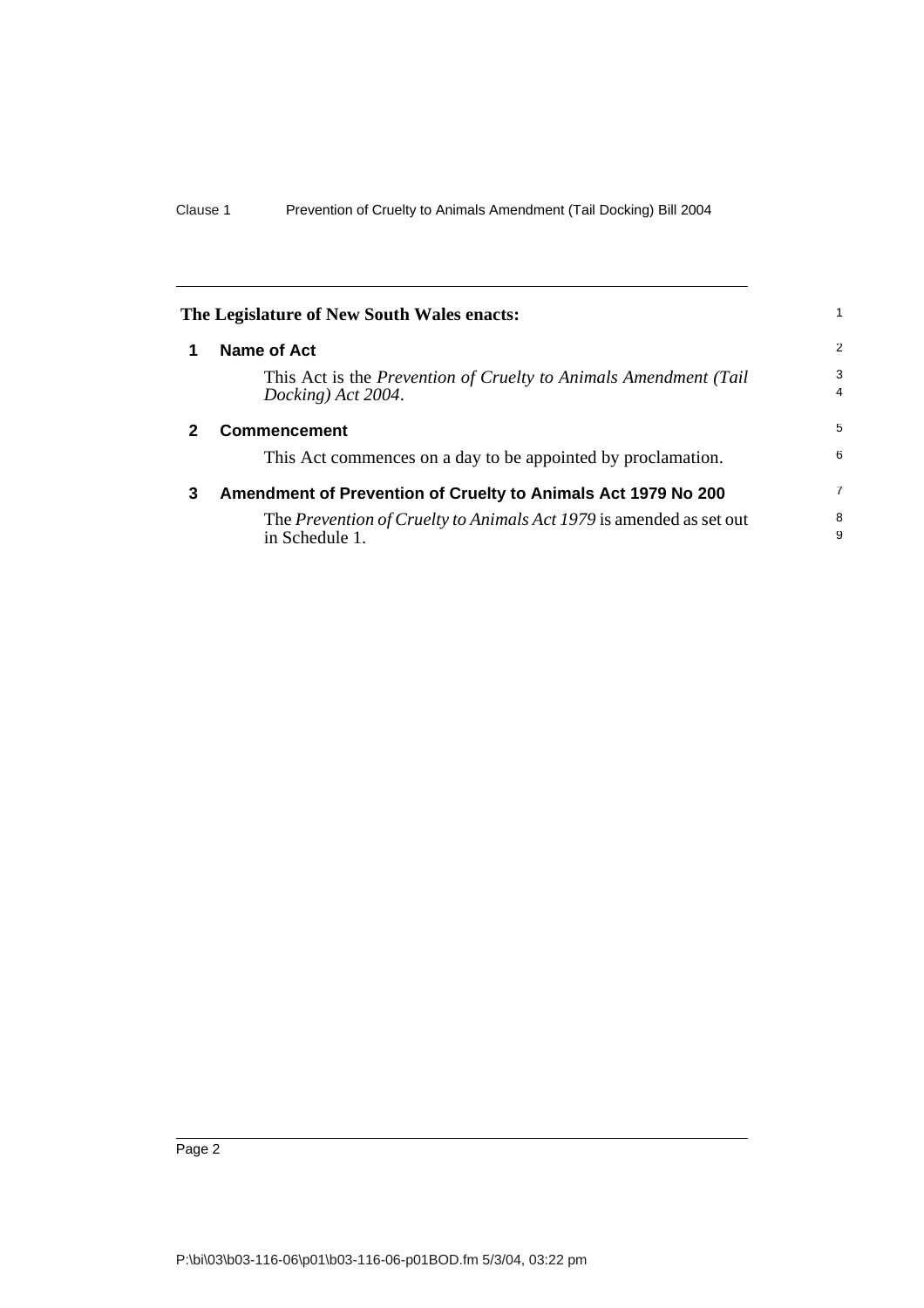The Legislature of New South Wales enacts:

## 1 Name of Act

This Act is the *Prevention of Cruelty to Animals Amendment (Tail Docking) Act 2004*.

## 2 Commencement

This Act commences on a day to be appointed by proclamation.

## 3 Amendment of Prevention of Cruelty to Animals Act 1979 No 200

The *Prevention of Cruelty to Animals Act 1979* is amended as set out in Schedule 1.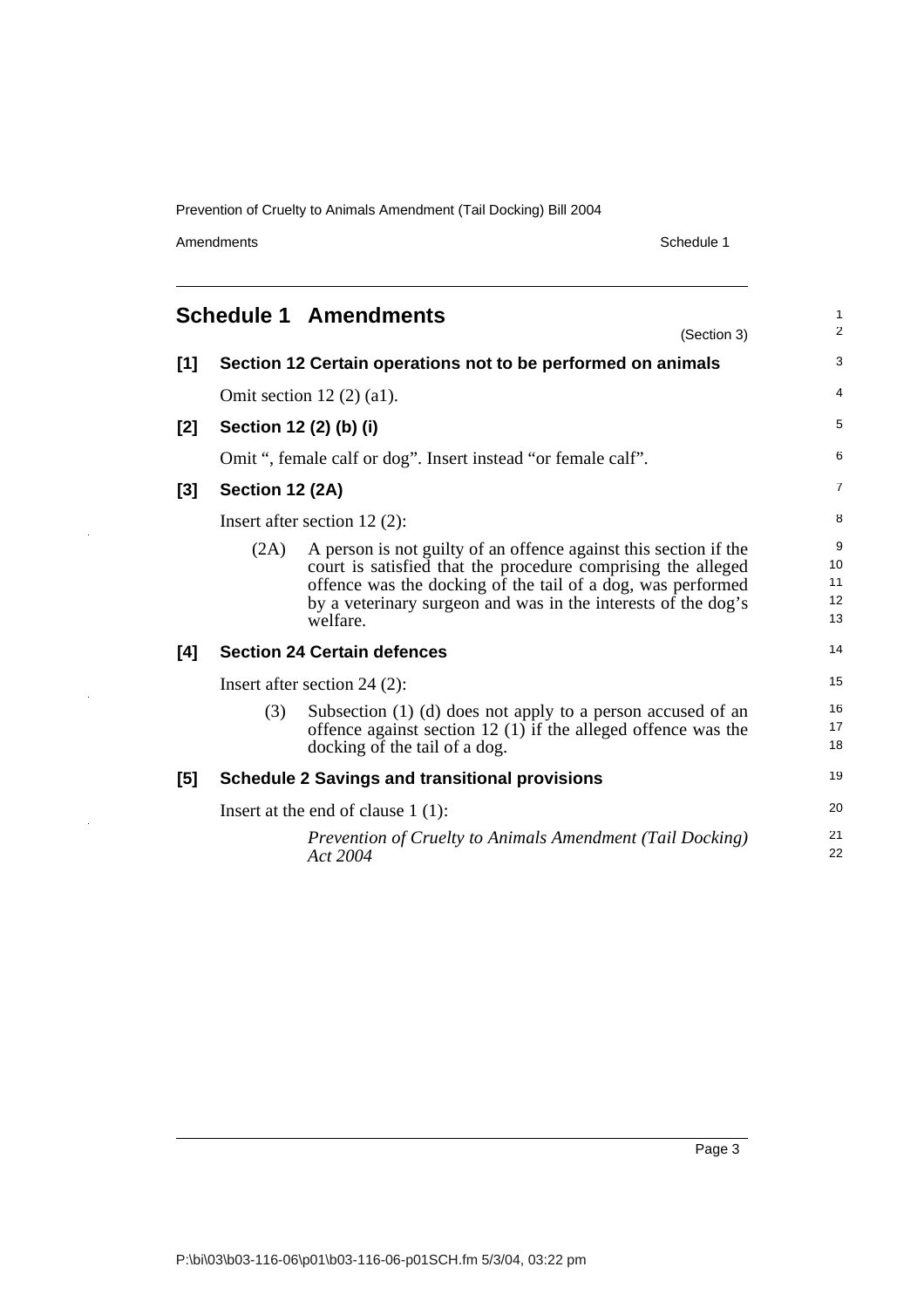## Schedule 1 Amendments

(Section 3)

**[1] Section 12 Certain operations not to be performed on animals**

Omit section 12 (2) (a1).

**[2] Section 12 (2) (b) (i)**

Omit ", female calf or dog". Insert instead "or female calf".

**[3] Section 12 (2A)**

Insert after section 12 (2):

(2A) A person is not guilty of an offence against this section if the court is satisfied that the procedure comprising the alleged offence was the docking of the tail of a dog, was performed by a veterinary surgeon and was in the interests of the dog's welfare.

**[4] Section 24 Certain defences**

Insert after section 24 (2):

(3) Subsection (1) (d) does not apply to a person accused of an offence against section 12 (1) if the alleged offence was the docking of the tail of a dog.

**[5] Schedule 2 Savings and transitional provisions**

Insert at the end of clause 1 (1):

*Prevention of Cruelty to Animals Amendment (Tail Docking) Act 2004*